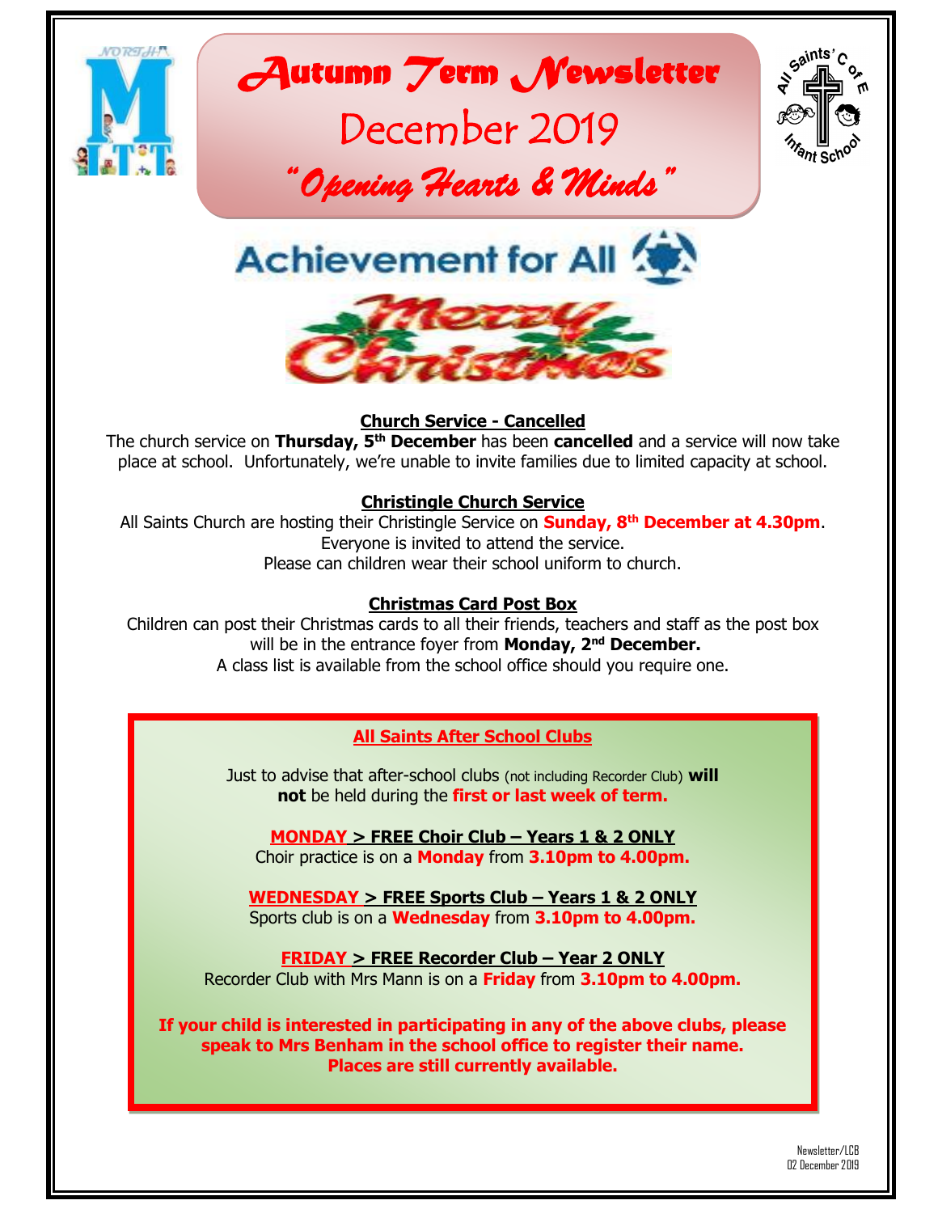# Autumn Term Newsletter

## December 2019

### *"Opening Hearts & Minds"*

Achievement for All

Merry Christmas

**Church Service - Cancelled**

The church service on **Thursday, 5th December** has been **cancelled** and a service will now take place at school. Unfortunately, we're unable to invite families due to limited capacity at school.

**Christingle Church Service**

All Saints Church are hosting their Christingle Service on **Sunday, 8th December at 4.30pm**.
Everyone is invited to attend the service.
Please can children wear their school uniform to church.

**Christmas Card Post Box**

Children can post their Christmas cards to all their friends, teachers and staff as the post box will be in the entrance foyer from **Monday, 2nd December.**
A class list is available from the school office should you require one.

**All Saints After School Clubs**

Just to advise that after-school clubs (not including Recorder Club) **will not** be held during the **first or last week of term.**

**MONDAY > FREE Choir Club – Years 1 & 2 ONLY**
Choir practice is on a **Monday** from **3.10pm to 4.00pm.**

**WEDNESDAY > FREE Sports Club – Years 1 & 2 ONLY**
Sports club is on a **Wednesday** from **3.10pm to 4.00pm.**

**FRIDAY > FREE Recorder Club – Year 2 ONLY**
Recorder Club with Mrs Mann is on a **Friday** from **3.10pm to 4.00pm.**

**If your child is interested in participating in any of the above clubs, please speak to Mrs Benham in the school office to register their name. Places are still currently available.**

Newsletter/LCB
02 December 2019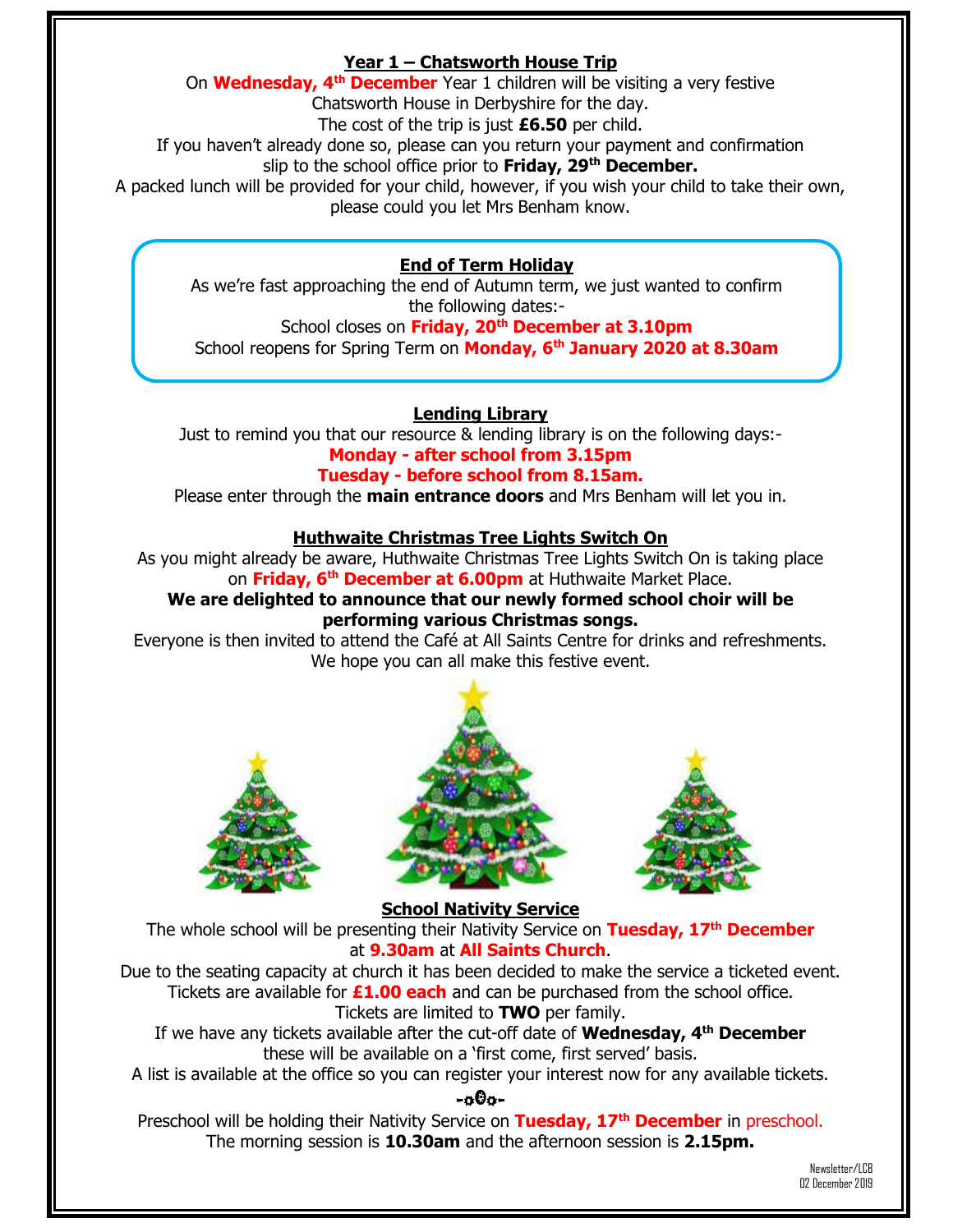## Year 1 – Chatsworth House Trip

On **Wednesday, 4th December** Year 1 children will be visiting a very festive Chatsworth House in Derbyshire for the day.

The cost of the trip is just **£6.50** per child.

If you haven't already done so, please can you return your payment and confirmation slip to the school office prior to **Friday, 29th December.**

A packed lunch will be provided for your child, however, if you wish your child to take their own, please could you let Mrs Benham know.

## End of Term Holiday

As we're fast approaching the end of Autumn term, we just wanted to confirm the following dates:-

School closes on **Friday, 20th December at 3.10pm**

School reopens for Spring Term on **Monday, 6th January 2020 at 8.30am**

## Lending Library

Just to remind you that our resource & lending library is on the following days:-

**Monday - after school from 3.15pm**

**Tuesday - before school from 8.15am.**

Please enter through the **main entrance doors** and Mrs Benham will let you in.

## Huthwaite Christmas Tree Lights Switch On

As you might already be aware, Huthwaite Christmas Tree Lights Switch On is taking place on **Friday, 6th December at 6.00pm** at Huthwaite Market Place.

**We are delighted to announce that our newly formed school choir will be performing various Christmas songs.**

Everyone is then invited to attend the Café at All Saints Centre for drinks and refreshments. We hope you can all make this festive event.

## School Nativity Service

The whole school will be presenting their Nativity Service on **Tuesday, 17th December** at **9.30am** at **All Saints Church**.

Due to the seating capacity at church it has been decided to make the service a ticketed event. Tickets are available for **£1.00 each** and can be purchased from the school office.

Tickets are limited to **TWO** per family.

If we have any tickets available after the cut-off date of **Wednesday, 4th December** these will be available on a 'first come, first served' basis.

A list is available at the office so you can register your interest now for any available tickets.

-¤©¤-

Preschool will be holding their Nativity Service on **Tuesday, 17th December** in preschool.
The morning session is **10.30am** and the afternoon session is **2.15pm.**

Newsletter/LCB
02 December 2019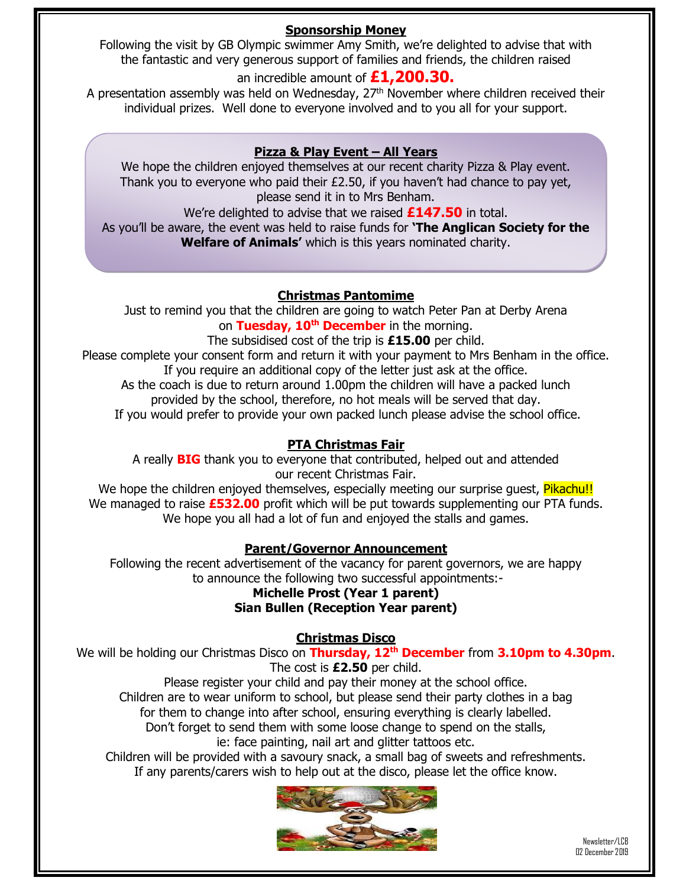## Sponsorship Money

Following the visit by GB Olympic swimmer Amy Smith, we're delighted to advise that with the fantastic and very generous support of families and friends, the children raised an incredible amount of **£1,200.30.**

A presentation assembly was held on Wednesday, 27th November where children received their individual prizes. Well done to everyone involved and to you all for your support.

## Pizza & Play Event – All Years

We hope the children enjoyed themselves at our recent charity Pizza & Play event. Thank you to everyone who paid their £2.50, if you haven't had chance to pay yet, please send it in to Mrs Benham.

We're delighted to advise that we raised **£147.50** in total.

As you'll be aware, the event was held to raise funds for **'The Anglican Society for the Welfare of Animals'** which is this years nominated charity.

## Christmas Pantomime

Just to remind you that the children are going to watch Peter Pan at Derby Arena on **Tuesday, 10th December** in the morning.

The subsidised cost of the trip is **£15.00** per child.

Please complete your consent form and return it with your payment to Mrs Benham in the office. If you require an additional copy of the letter just ask at the office.

As the coach is due to return around 1.00pm the children will have a packed lunch provided by the school, therefore, no hot meals will be served that day.

If you would prefer to provide your own packed lunch please advise the school office.

## PTA Christmas Fair

A really **BIG** thank you to everyone that contributed, helped out and attended our recent Christmas Fair.

We hope the children enjoyed themselves, especially meeting our surprise guest, Pikachu!!

We managed to raise **£532.00** profit which will be put towards supplementing our PTA funds. We hope you all had a lot of fun and enjoyed the stalls and games.

## Parent/Governor Announcement

Following the recent advertisement of the vacancy for parent governors, we are happy to announce the following two successful appointments:-

**Michelle Prost (Year 1 parent)**
**Sian Bullen (Reception Year parent)**

## Christmas Disco

We will be holding our Christmas Disco on **Thursday, 12th December** from **3.10pm to 4.30pm**.

The cost is **£2.50** per child.

Please register your child and pay their money at the school office.

Children are to wear uniform to school, but please send their party clothes in a bag for them to change into after school, ensuring everything is clearly labelled.

Don't forget to send them with some loose change to spend on the stalls, ie: face painting, nail art and glitter tattoos etc.

Children will be provided with a savoury snack, a small bag of sweets and refreshments.

If any parents/carers wish to help out at the disco, please let the office know.

Newsletter/LCB
02 December 2019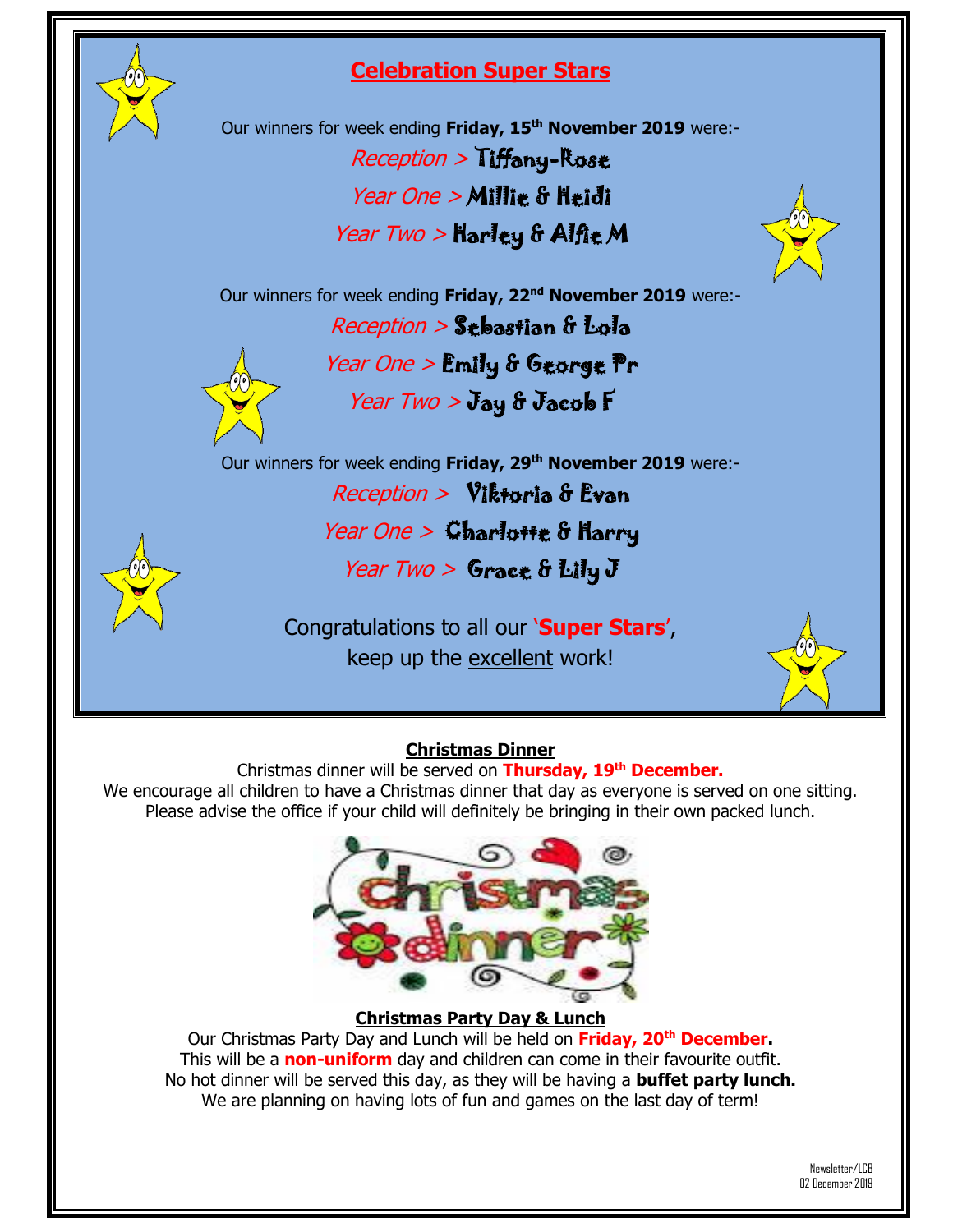## Celebration Super Stars

Our winners for week ending **Friday, 15th November 2019** were:-

*Reception >* Tiffany-Rose

*Year One >* Millie & Heidi

*Year Two >* Harley & Alfie M

Our winners for week ending **Friday, 22nd November 2019** were:-

*Reception >* Sebastian & Lola

*Year One >* Emily & George Pr

*Year Two >* Jay & Jacob F

Our winners for week ending **Friday, 29th November 2019** were:-

*Reception >* Viktoria & Evan

*Year One >* Charlotte & Harry

*Year Two >* Grace & Lily J

Congratulations to all our '**Super Stars**', keep up the excellent work!

### Christmas Dinner

Christmas dinner will be served on **Thursday, 19th December.**

We encourage all children to have a Christmas dinner that day as everyone is served on one sitting. Please advise the office if your child will definitely be bringing in their own packed lunch.

### Christmas Party Day & Lunch

Our Christmas Party Day and Lunch will be held on **Friday, 20th December.**

This will be a **non-uniform** day and children can come in their favourite outfit.

No hot dinner will be served this day, as they will be having a **buffet party lunch.**

We are planning on having lots of fun and games on the last day of term!

Newsletter/LCB
02 December 2019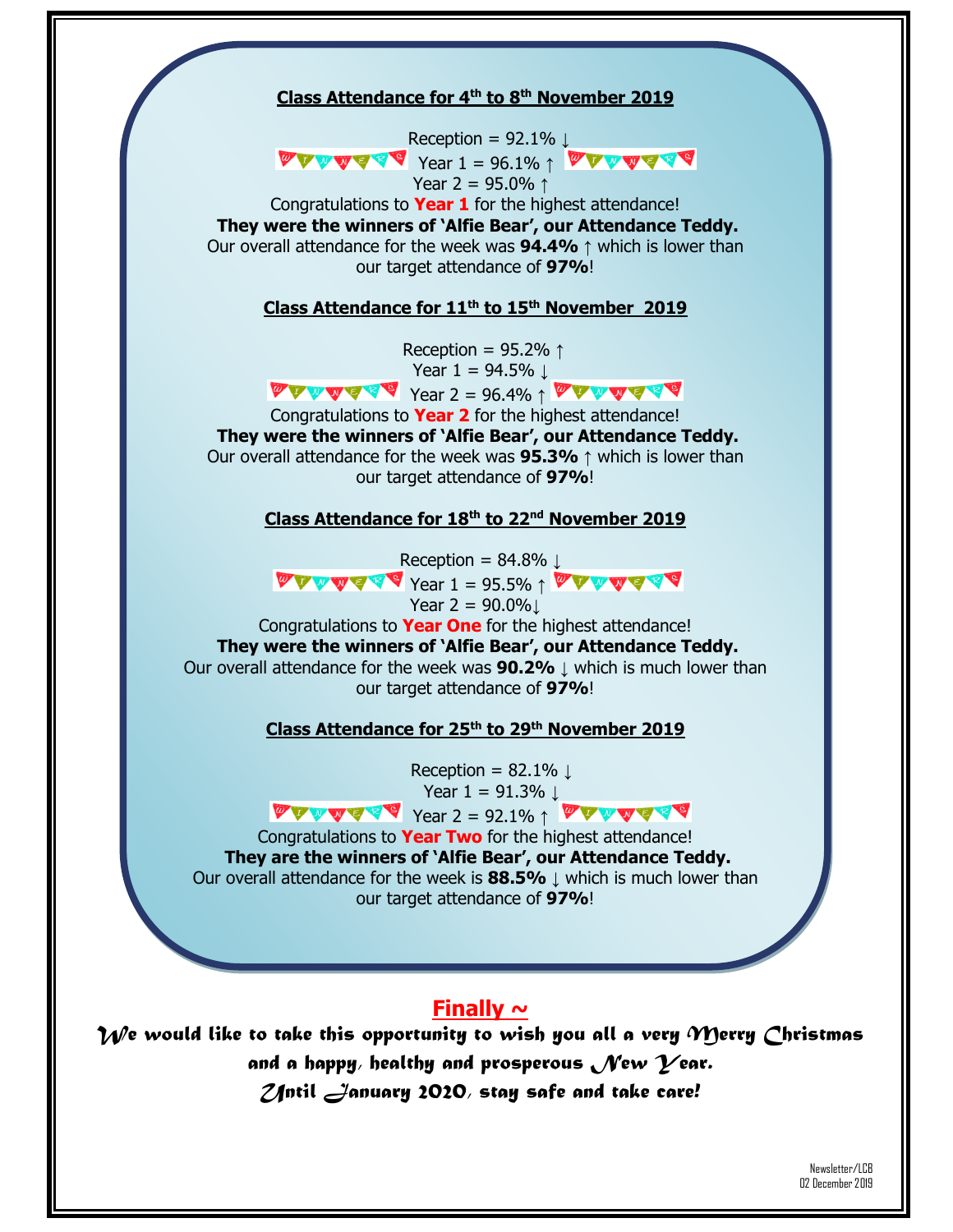**Class Attendance for 4th to 8th November 2019**

Reception = 92.1% ↓
Year 1 = 96.1% ↑
Year 2 = 95.0% ↑

Congratulations to **Year 1** for the highest attendance!
**They were the winners of 'Alfie Bear', our Attendance Teddy.**
Our overall attendance for the week was **94.4%** ↑ which is lower than our target attendance of **97%**!

**Class Attendance for 11th to 15th November 2019**

Reception = 95.2% ↑
Year 1 = 94.5% ↓
Year 2 = 96.4% ↑

Congratulations to **Year 2** for the highest attendance!
**They were the winners of 'Alfie Bear', our Attendance Teddy.**
Our overall attendance for the week was **95.3%** ↑ which is lower than our target attendance of **97%**!

**Class Attendance for 18th to 22nd November 2019**

Reception = 84.8% ↓
Year 1 = 95.5% ↑
Year 2 = 90.0%↓

Congratulations to **Year One** for the highest attendance!
**They were the winners of 'Alfie Bear', our Attendance Teddy.**
Our overall attendance for the week was **90.2%** ↓ which is much lower than our target attendance of **97%**!

**Class Attendance for 25th to 29th November 2019**

Reception = 82.1% ↓
Year 1 = 91.3% ↓
Year 2 = 92.1% ↑

Congratulations to **Year Two** for the highest attendance!
**They are the winners of 'Alfie Bear', our Attendance Teddy.**
Our overall attendance for the week is **88.5%** ↓ which is much lower than our target attendance of **97%**!

## Finally ~

*We would like to take this opportunity to wish you all a very Merry Christmas and a happy, healthy and prosperous New Year.*
*Until January 2020, stay safe and take care!*

Newsletter/LCB
02 December 2019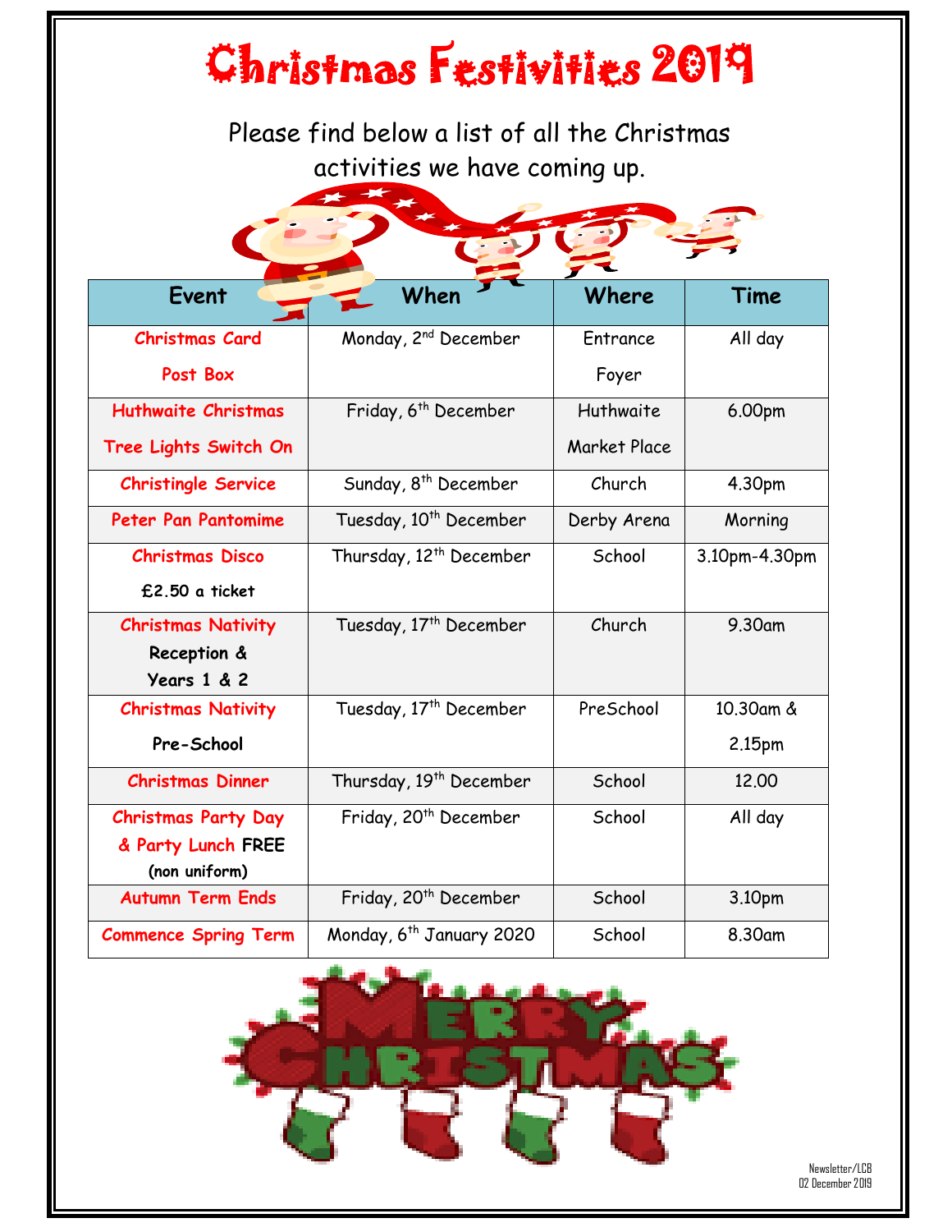# Christmas Festivities 2019

Please find below a list of all the Christmas activities we have coming up.

| Event | When | Where | Time |
|---|---|---|---|
| Christmas Card Post Box | Monday, 2nd December | Entrance Foyer | All day |
| Huthwaite Christmas Tree Lights Switch On | Friday, 6th December | Huthwaite Market Place | 6.00pm |
| Christingle Service | Sunday, 8th December | Church | 4.30pm |
| Peter Pan Pantomime | Tuesday, 10th December | Derby Arena | Morning |
| Christmas Disco £2.50 a ticket | Thursday, 12th December | School | 3.10pm-4.30pm |
| Christmas Nativity Reception & Years 1 & 2 | Tuesday, 17th December | Church | 9.30am |
| Christmas Nativity Pre-School | Tuesday, 17th December | PreSchool | 10.30am & 2.15pm |
| Christmas Dinner | Thursday, 19th December | School | 12.00 |
| Christmas Party Day & Party Lunch FREE (non uniform) | Friday, 20th December | School | All day |
| Autumn Term Ends | Friday, 20th December | School | 3.10pm |
| Commence Spring Term | Monday, 6th January 2020 | School | 8.30am |

MERRY CHRISTMAS

Newsletter/LCB
02 December 2019